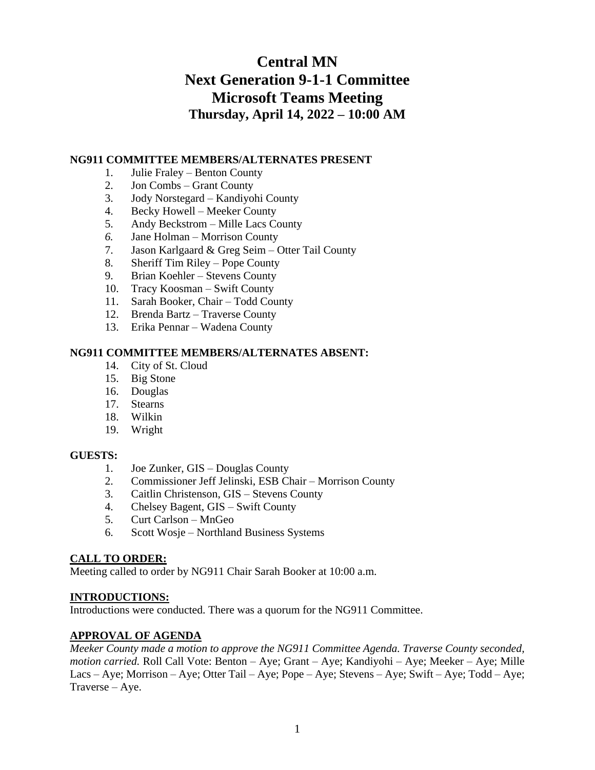# Central MN
# Next Generation 9-1-1 Committee
# Microsoft Teams Meeting
## Thursday, April 14, 2022 – 10:00 AM

**NG911 COMMITTEE MEMBERS/ALTERNATES PRESENT**

1. Julie Fraley – Benton County
2. Jon Combs – Grant County
3. Jody Norstegard – Kandiyohi County
4. Becky Howell – Meeker County
5. Andy Beckstrom – Mille Lacs County
6. Jane Holman – Morrison County
7. Jason Karlgaard & Greg Seim – Otter Tail County
8. Sheriff Tim Riley – Pope County
9. Brian Koehler – Stevens County
10. Tracy Koosman – Swift County
11. Sarah Booker, Chair – Todd County
12. Brenda Bartz – Traverse County
13. Erika Pennar – Wadena County

**NG911 COMMITTEE MEMBERS/ALTERNATES ABSENT:**

14. City of St. Cloud
15. Big Stone
16. Douglas
17. Stearns
18. Wilkin
19. Wright

**GUESTS:**

1. Joe Zunker, GIS – Douglas County
2. Commissioner Jeff Jelinski, ESB Chair – Morrison County
3. Caitlin Christenson, GIS – Stevens County
4. Chelsey Bagent, GIS – Swift County
5. Curt Carlson – MnGeo
6. Scott Wosje – Northland Business Systems

**CALL TO ORDER:**

Meeting called to order by NG911 Chair Sarah Booker at 10:00 a.m.

**INTRODUCTIONS:**

Introductions were conducted. There was a quorum for the NG911 Committee.

**APPROVAL OF AGENDA**

*Meeker County made a motion to approve the NG911 Committee Agenda. Traverse County seconded, motion carried.* Roll Call Vote: Benton – Aye; Grant – Aye; Kandiyohi – Aye; Meeker – Aye; Mille Lacs – Aye; Morrison – Aye; Otter Tail – Aye; Pope – Aye; Stevens – Aye; Swift – Aye; Todd – Aye; Traverse – Aye.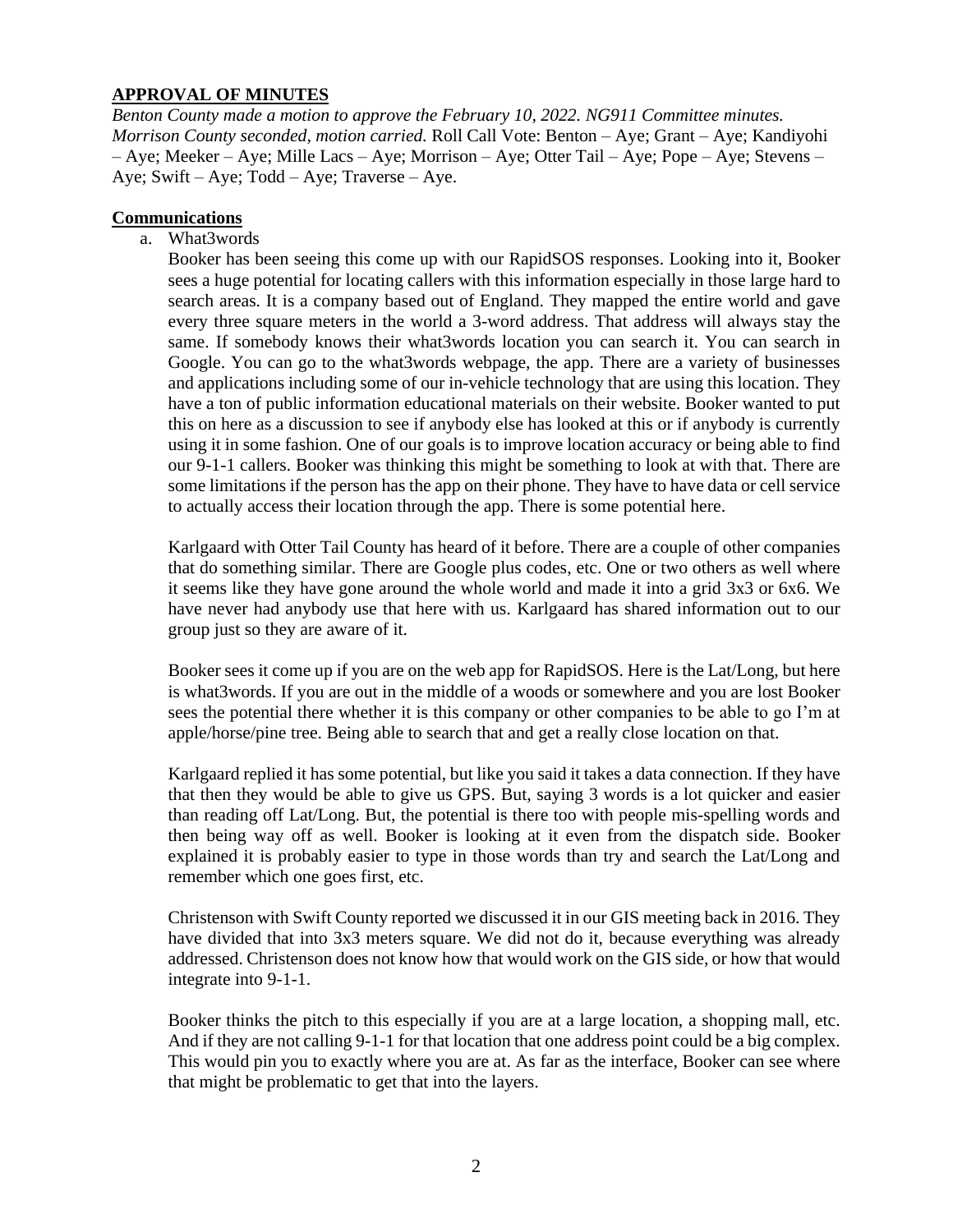## APPROVAL OF MINUTES

*Benton County made a motion to approve the February 10, 2022. NG911 Committee minutes. Morrison County seconded, motion carried.* Roll Call Vote: Benton – Aye; Grant – Aye; Kandiyohi – Aye; Meeker – Aye; Mille Lacs – Aye; Morrison – Aye; Otter Tail – Aye; Pope – Aye; Stevens – Aye; Swift – Aye; Todd – Aye; Traverse – Aye.

## Communications

a. What3words

Booker has been seeing this come up with our RapidSOS responses. Looking into it, Booker sees a huge potential for locating callers with this information especially in those large hard to search areas. It is a company based out of England. They mapped the entire world and gave every three square meters in the world a 3-word address. That address will always stay the same. If somebody knows their what3words location you can search it. You can search in Google. You can go to the what3words webpage, the app. There are a variety of businesses and applications including some of our in-vehicle technology that are using this location. They have a ton of public information educational materials on their website. Booker wanted to put this on here as a discussion to see if anybody else has looked at this or if anybody is currently using it in some fashion. One of our goals is to improve location accuracy or being able to find our 9-1-1 callers. Booker was thinking this might be something to look at with that. There are some limitations if the person has the app on their phone. They have to have data or cell service to actually access their location through the app. There is some potential here.

Karlgaard with Otter Tail County has heard of it before. There are a couple of other companies that do something similar. There are Google plus codes, etc. One or two others as well where it seems like they have gone around the whole world and made it into a grid 3x3 or 6x6. We have never had anybody use that here with us. Karlgaard has shared information out to our group just so they are aware of it.

Booker sees it come up if you are on the web app for RapidSOS. Here is the Lat/Long, but here is what3words. If you are out in the middle of a woods or somewhere and you are lost Booker sees the potential there whether it is this company or other companies to be able to go I'm at apple/horse/pine tree. Being able to search that and get a really close location on that.

Karlgaard replied it has some potential, but like you said it takes a data connection. If they have that then they would be able to give us GPS. But, saying 3 words is a lot quicker and easier than reading off Lat/Long. But, the potential is there too with people mis-spelling words and then being way off as well. Booker is looking at it even from the dispatch side. Booker explained it is probably easier to type in those words than try and search the Lat/Long and remember which one goes first, etc.

Christenson with Swift County reported we discussed it in our GIS meeting back in 2016. They have divided that into 3x3 meters square. We did not do it, because everything was already addressed. Christenson does not know how that would work on the GIS side, or how that would integrate into 9-1-1.

Booker thinks the pitch to this especially if you are at a large location, a shopping mall, etc. And if they are not calling 9-1-1 for that location that one address point could be a big complex. This would pin you to exactly where you are at. As far as the interface, Booker can see where that might be problematic to get that into the layers.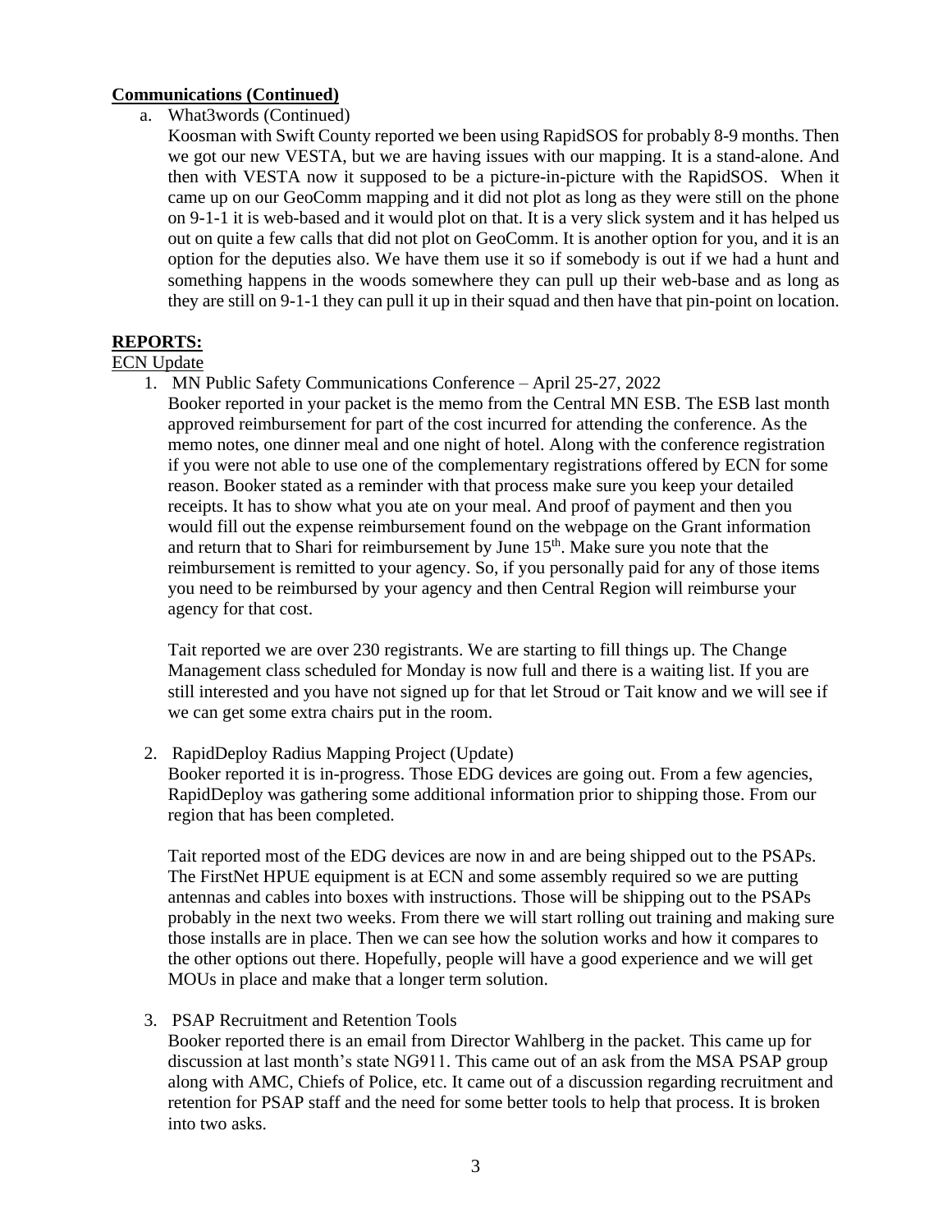**Communications (Continued)**

a. What3words (Continued)

Koosman with Swift County reported we been using RapidSOS for probably 8-9 months. Then we got our new VESTA, but we are having issues with our mapping. It is a stand-alone. And then with VESTA now it supposed to be a picture-in-picture with the RapidSOS. When it came up on our GeoComm mapping and it did not plot as long as they were still on the phone on 9-1-1 it is web-based and it would plot on that. It is a very slick system and it has helped us out on quite a few calls that did not plot on GeoComm. It is another option for you, and it is an option for the deputies also. We have them use it so if somebody is out if we had a hunt and something happens in the woods somewhere they can pull up their web-base and as long as they are still on 9-1-1 they can pull it up in their squad and then have that pin-point on location.

**REPORTS:**

ECN Update

1. MN Public Safety Communications Conference – April 25-27, 2022

   Booker reported in your packet is the memo from the Central MN ESB. The ESB last month approved reimbursement for part of the cost incurred for attending the conference. As the memo notes, one dinner meal and one night of hotel. Along with the conference registration if you were not able to use one of the complementary registrations offered by ECN for some reason. Booker stated as a reminder with that process make sure you keep your detailed receipts. It has to show what you ate on your meal. And proof of payment and then you would fill out the expense reimbursement found on the webpage on the Grant information and return that to Shari for reimbursement by June 15th. Make sure you note that the reimbursement is remitted to your agency. So, if you personally paid for any of those items you need to be reimbursed by your agency and then Central Region will reimburse your agency for that cost.

   Tait reported we are over 230 registrants. We are starting to fill things up. The Change Management class scheduled for Monday is now full and there is a waiting list. If you are still interested and you have not signed up for that let Stroud or Tait know and we will see if we can get some extra chairs put in the room.

2. RapidDeploy Radius Mapping Project (Update)

   Booker reported it is in-progress. Those EDG devices are going out. From a few agencies, RapidDeploy was gathering some additional information prior to shipping those. From our region that has been completed.

   Tait reported most of the EDG devices are now in and are being shipped out to the PSAPs. The FirstNet HPUE equipment is at ECN and some assembly required so we are putting antennas and cables into boxes with instructions. Those will be shipping out to the PSAPs probably in the next two weeks. From there we will start rolling out training and making sure those installs are in place. Then we can see how the solution works and how it compares to the other options out there. Hopefully, people will have a good experience and we will get MOUs in place and make that a longer term solution.

3. PSAP Recruitment and Retention Tools

   Booker reported there is an email from Director Wahlberg in the packet. This came up for discussion at last month's state NG911. This came out of an ask from the MSA PSAP group along with AMC, Chiefs of Police, etc. It came out of a discussion regarding recruitment and retention for PSAP staff and the need for some better tools to help that process. It is broken into two asks.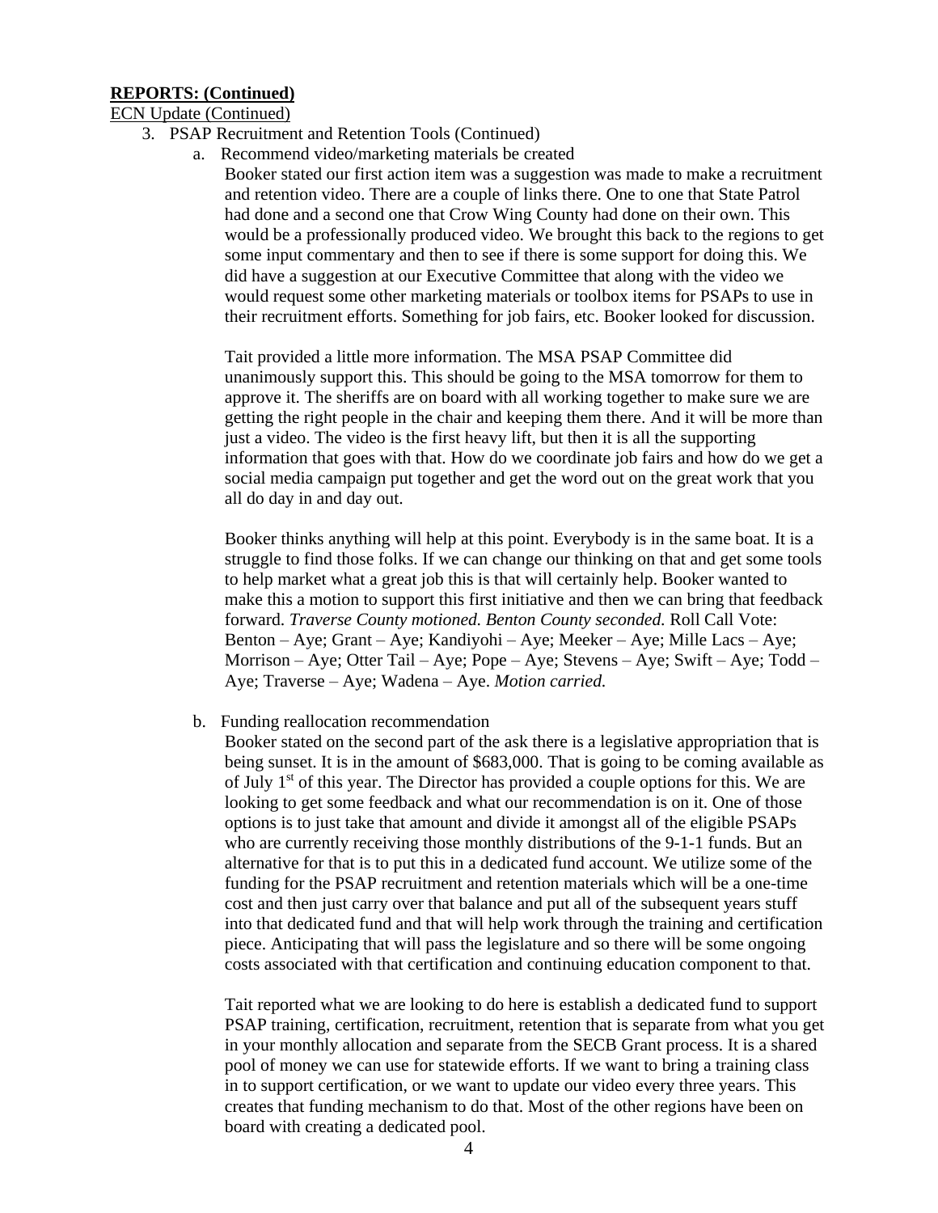**REPORTS: (Continued)**

ECN Update (Continued)

3. PSAP Recruitment and Retention Tools (Continued)
   a. Recommend video/marketing materials be created

      Booker stated our first action item was a suggestion was made to make a recruitment and retention video. There are a couple of links there. One to one that State Patrol had done and a second one that Crow Wing County had done on their own. This would be a professionally produced video. We brought this back to the regions to get some input commentary and then to see if there is some support for doing this. We did have a suggestion at our Executive Committee that along with the video we would request some other marketing materials or toolbox items for PSAPs to use in their recruitment efforts. Something for job fairs, etc. Booker looked for discussion.

      Tait provided a little more information. The MSA PSAP Committee did unanimously support this. This should be going to the MSA tomorrow for them to approve it. The sheriffs are on board with all working together to make sure we are getting the right people in the chair and keeping them there. And it will be more than just a video. The video is the first heavy lift, but then it is all the supporting information that goes with that. How do we coordinate job fairs and how do we get a social media campaign put together and get the word out on the great work that you all do day in and day out.

      Booker thinks anything will help at this point. Everybody is in the same boat. It is a struggle to find those folks. If we can change our thinking on that and get some tools to help market what a great job this is that will certainly help. Booker wanted to make this a motion to support this first initiative and then we can bring that feedback forward. *Traverse County motioned. Benton County seconded.* Roll Call Vote: Benton – Aye; Grant – Aye; Kandiyohi – Aye; Meeker – Aye; Mille Lacs – Aye; Morrison – Aye; Otter Tail – Aye; Pope – Aye; Stevens – Aye; Swift – Aye; Todd – Aye; Traverse – Aye; Wadena – Aye. *Motion carried.*

   b. Funding reallocation recommendation

      Booker stated on the second part of the ask there is a legislative appropriation that is being sunset. It is in the amount of $683,000. That is going to be coming available as of July 1st of this year. The Director has provided a couple options for this. We are looking to get some feedback and what our recommendation is on it. One of those options is to just take that amount and divide it amongst all of the eligible PSAPs who are currently receiving those monthly distributions of the 9-1-1 funds. But an alternative for that is to put this in a dedicated fund account. We utilize some of the funding for the PSAP recruitment and retention materials which will be a one-time cost and then just carry over that balance and put all of the subsequent years stuff into that dedicated fund and that will help work through the training and certification piece. Anticipating that will pass the legislature and so there will be some ongoing costs associated with that certification and continuing education component to that.

      Tait reported what we are looking to do here is establish a dedicated fund to support PSAP training, certification, recruitment, retention that is separate from what you get in your monthly allocation and separate from the SECB Grant process. It is a shared pool of money we can use for statewide efforts. If we want to bring a training class in to support certification, or we want to update our video every three years. This creates that funding mechanism to do that. Most of the other regions have been on board with creating a dedicated pool.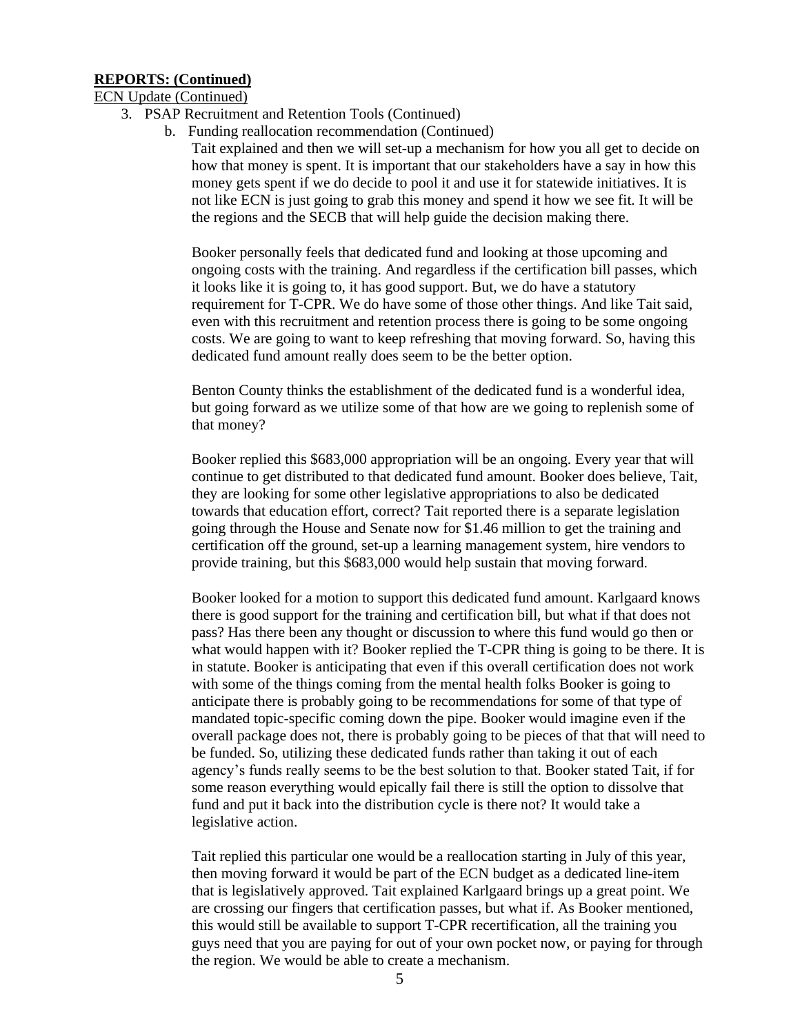**REPORTS: (Continued)**

ECN Update (Continued)

3. PSAP Recruitment and Retention Tools (Continued)

   b. Funding reallocation recommendation (Continued)

      Tait explained and then we will set-up a mechanism for how you all get to decide on how that money is spent. It is important that our stakeholders have a say in how this money gets spent if we do decide to pool it and use it for statewide initiatives. It is not like ECN is just going to grab this money and spend it how we see fit. It will be the regions and the SECB that will help guide the decision making there.

      Booker personally feels that dedicated fund and looking at those upcoming and ongoing costs with the training. And regardless if the certification bill passes, which it looks like it is going to, it has good support. But, we do have a statutory requirement for T-CPR. We do have some of those other things. And like Tait said, even with this recruitment and retention process there is going to be some ongoing costs. We are going to want to keep refreshing that moving forward. So, having this dedicated fund amount really does seem to be the better option.

      Benton County thinks the establishment of the dedicated fund is a wonderful idea, but going forward as we utilize some of that how are we going to replenish some of that money?

      Booker replied this $683,000 appropriation will be an ongoing. Every year that will continue to get distributed to that dedicated fund amount. Booker does believe, Tait, they are looking for some other legislative appropriations to also be dedicated towards that education effort, correct? Tait reported there is a separate legislation going through the House and Senate now for $1.46 million to get the training and certification off the ground, set-up a learning management system, hire vendors to provide training, but this $683,000 would help sustain that moving forward.

      Booker looked for a motion to support this dedicated fund amount. Karlgaard knows there is good support for the training and certification bill, but what if that does not pass? Has there been any thought or discussion to where this fund would go then or what would happen with it? Booker replied the T-CPR thing is going to be there. It is in statute. Booker is anticipating that even if this overall certification does not work with some of the things coming from the mental health folks Booker is going to anticipate there is probably going to be recommendations for some of that type of mandated topic-specific coming down the pipe. Booker would imagine even if the overall package does not, there is probably going to be pieces of that that will need to be funded. So, utilizing these dedicated funds rather than taking it out of each agency's funds really seems to be the best solution to that. Booker stated Tait, if for some reason everything would epically fail there is still the option to dissolve that fund and put it back into the distribution cycle is there not? It would take a legislative action.

      Tait replied this particular one would be a reallocation starting in July of this year, then moving forward it would be part of the ECN budget as a dedicated line-item that is legislatively approved. Tait explained Karlgaard brings up a great point. We are crossing our fingers that certification passes, but what if. As Booker mentioned, this would still be available to support T-CPR recertification, all the training you guys need that you are paying for out of your own pocket now, or paying for through the region. We would be able to create a mechanism.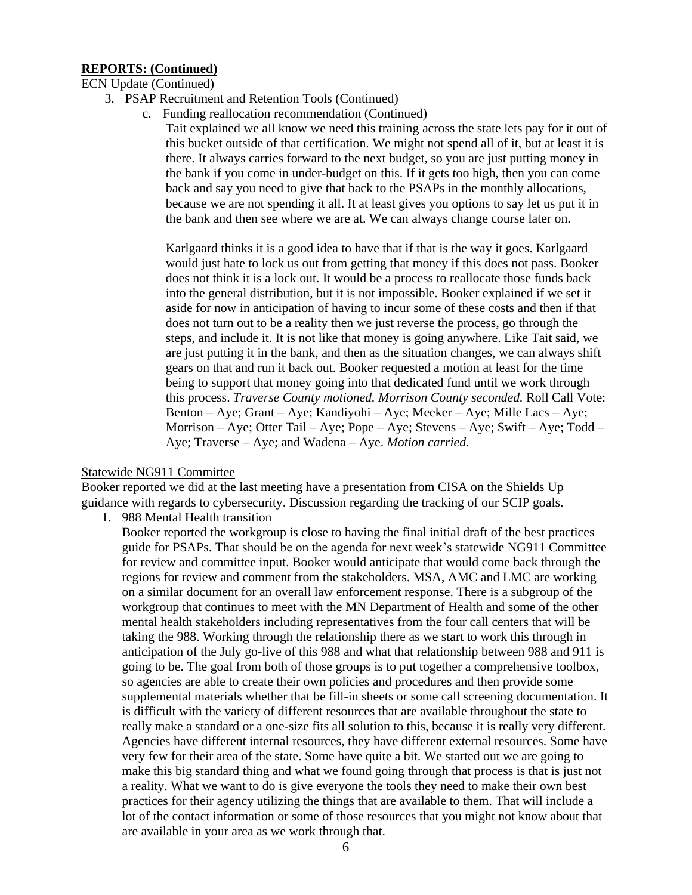**REPORTS: (Continued)**

ECN Update (Continued)

3. PSAP Recruitment and Retention Tools (Continued)
   c. Funding reallocation recommendation (Continued)

      Tait explained we all know we need this training across the state lets pay for it out of this bucket outside of that certification. We might not spend all of it, but at least it is there. It always carries forward to the next budget, so you are just putting money in the bank if you come in under-budget on this. If it gets too high, then you can come back and say you need to give that back to the PSAPs in the monthly allocations, because we are not spending it all. It at least gives you options to say let us put it in the bank and then see where we are at. We can always change course later on.

      Karlgaard thinks it is a good idea to have that if that is the way it goes. Karlgaard would just hate to lock us out from getting that money if this does not pass. Booker does not think it is a lock out. It would be a process to reallocate those funds back into the general distribution, but it is not impossible. Booker explained if we set it aside for now in anticipation of having to incur some of these costs and then if that does not turn out to be a reality then we just reverse the process, go through the steps, and include it. It is not like that money is going anywhere. Like Tait said, we are just putting it in the bank, and then as the situation changes, we can always shift gears on that and run it back out. Booker requested a motion at least for the time being to support that money going into that dedicated fund until we work through this process. *Traverse County motioned. Morrison County seconded.* Roll Call Vote: Benton – Aye; Grant – Aye; Kandiyohi – Aye; Meeker – Aye; Mille Lacs – Aye; Morrison – Aye; Otter Tail – Aye; Pope – Aye; Stevens – Aye; Swift – Aye; Todd – Aye; Traverse – Aye; and Wadena – Aye. *Motion carried.*

Statewide NG911 Committee

Booker reported we did at the last meeting have a presentation from CISA on the Shields Up guidance with regards to cybersecurity. Discussion regarding the tracking of our SCIP goals.

1. 988 Mental Health transition

   Booker reported the workgroup is close to having the final initial draft of the best practices guide for PSAPs. That should be on the agenda for next week's statewide NG911 Committee for review and committee input. Booker would anticipate that would come back through the regions for review and comment from the stakeholders. MSA, AMC and LMC are working on a similar document for an overall law enforcement response. There is a subgroup of the workgroup that continues to meet with the MN Department of Health and some of the other mental health stakeholders including representatives from the four call centers that will be taking the 988. Working through the relationship there as we start to work this through in anticipation of the July go-live of this 988 and what that relationship between 988 and 911 is going to be. The goal from both of those groups is to put together a comprehensive toolbox, so agencies are able to create their own policies and procedures and then provide some supplemental materials whether that be fill-in sheets or some call screening documentation. It is difficult with the variety of different resources that are available throughout the state to really make a standard or a one-size fits all solution to this, because it is really very different. Agencies have different internal resources, they have different external resources. Some have very few for their area of the state. Some have quite a bit. We started out we are going to make this big standard thing and what we found going through that process is that is just not a reality. What we want to do is give everyone the tools they need to make their own best practices for their agency utilizing the things that are available to them. That will include a lot of the contact information or some of those resources that you might not know about that are available in your area as we work through that.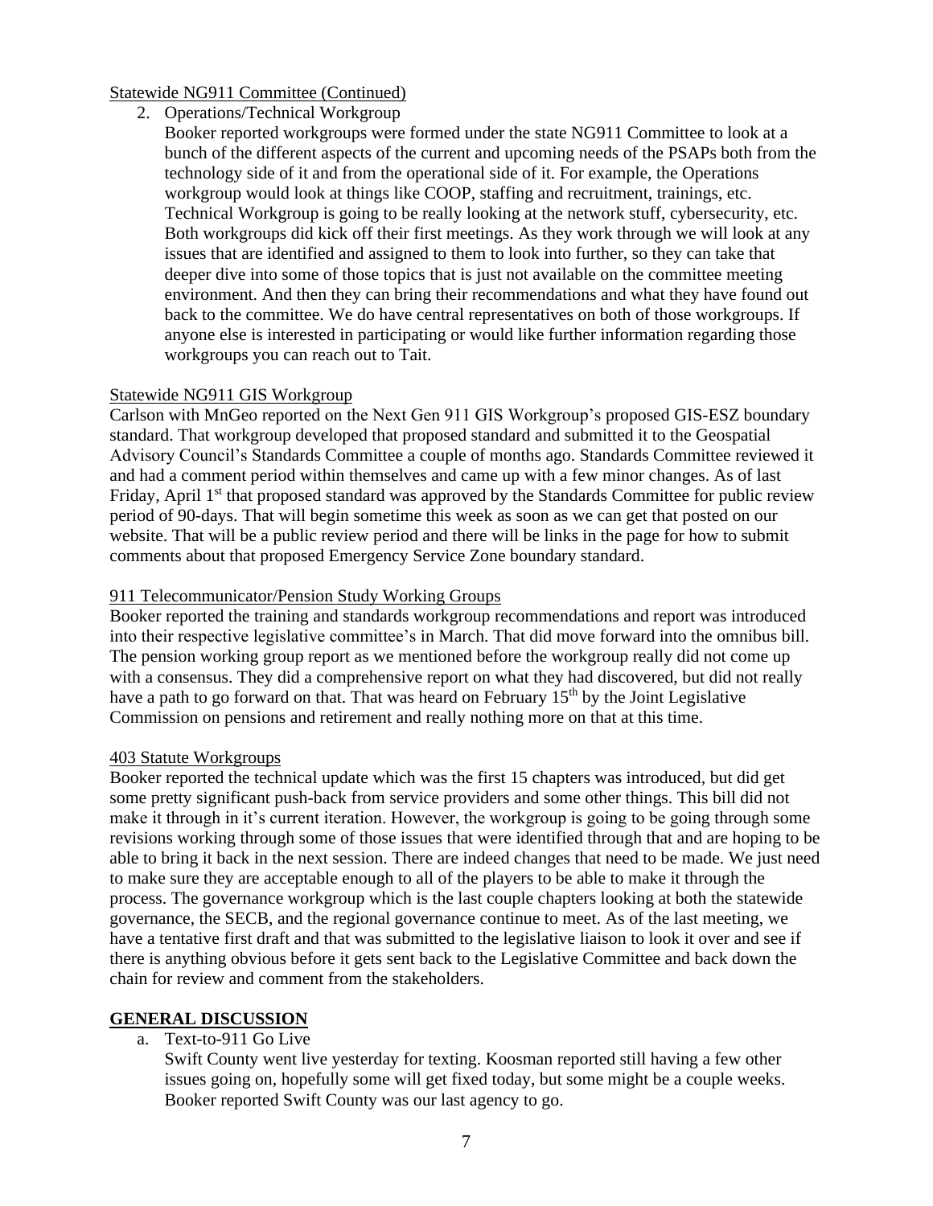Statewide NG911 Committee (Continued)

2. Operations/Technical Workgroup

   Booker reported workgroups were formed under the state NG911 Committee to look at a bunch of the different aspects of the current and upcoming needs of the PSAPs both from the technology side of it and from the operational side of it. For example, the Operations workgroup would look at things like COOP, staffing and recruitment, trainings, etc. Technical Workgroup is going to be really looking at the network stuff, cybersecurity, etc. Both workgroups did kick off their first meetings. As they work through we will look at any issues that are identified and assigned to them to look into further, so they can take that deeper dive into some of those topics that is just not available on the committee meeting environment. And then they can bring their recommendations and what they have found out back to the committee. We do have central representatives on both of those workgroups. If anyone else is interested in participating or would like further information regarding those workgroups you can reach out to Tait.

Statewide NG911 GIS Workgroup

Carlson with MnGeo reported on the Next Gen 911 GIS Workgroup's proposed GIS-ESZ boundary standard. That workgroup developed that proposed standard and submitted it to the Geospatial Advisory Council's Standards Committee a couple of months ago. Standards Committee reviewed it and had a comment period within themselves and came up with a few minor changes. As of last Friday, April 1st that proposed standard was approved by the Standards Committee for public review period of 90-days. That will begin sometime this week as soon as we can get that posted on our website. That will be a public review period and there will be links in the page for how to submit comments about that proposed Emergency Service Zone boundary standard.

911 Telecommunicator/Pension Study Working Groups

Booker reported the training and standards workgroup recommendations and report was introduced into their respective legislative committee's in March. That did move forward into the omnibus bill. The pension working group report as we mentioned before the workgroup really did not come up with a consensus. They did a comprehensive report on what they had discovered, but did not really have a path to go forward on that. That was heard on February 15th by the Joint Legislative Commission on pensions and retirement and really nothing more on that at this time.

403 Statute Workgroups

Booker reported the technical update which was the first 15 chapters was introduced, but did get some pretty significant push-back from service providers and some other things. This bill did not make it through in it's current iteration. However, the workgroup is going to be going through some revisions working through some of those issues that were identified through that and are hoping to be able to bring it back in the next session. There are indeed changes that need to be made. We just need to make sure they are acceptable enough to all of the players to be able to make it through the process. The governance workgroup which is the last couple chapters looking at both the statewide governance, the SECB, and the regional governance continue to meet. As of the last meeting, we have a tentative first draft and that was submitted to the legislative liaison to look it over and see if there is anything obvious before it gets sent back to the Legislative Committee and back down the chain for review and comment from the stakeholders.

**GENERAL DISCUSSION**

a. Text-to-911 Go Live

   Swift County went live yesterday for texting. Koosman reported still having a few other issues going on, hopefully some will get fixed today, but some might be a couple weeks. Booker reported Swift County was our last agency to go.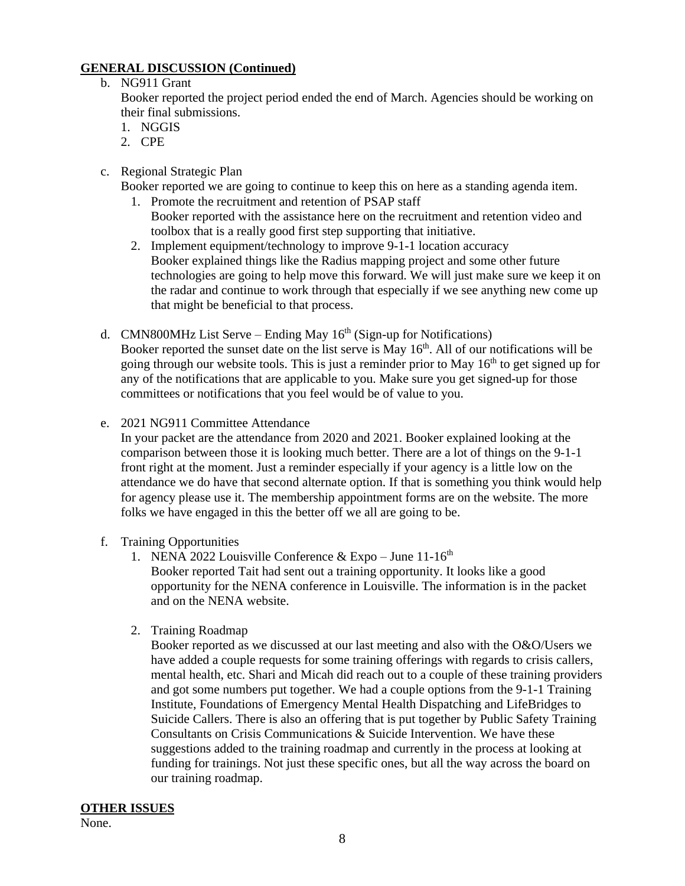**GENERAL DISCUSSION (Continued)**

b. NG911 Grant
   Booker reported the project period ended the end of March. Agencies should be working on their final submissions.
   1. NGGIS
   2. CPE

c. Regional Strategic Plan
   Booker reported we are going to continue to keep this on here as a standing agenda item.
   1. Promote the recruitment and retention of PSAP staff
      Booker reported with the assistance here on the recruitment and retention video and toolbox that is a really good first step supporting that initiative.
   2. Implement equipment/technology to improve 9-1-1 location accuracy
      Booker explained things like the Radius mapping project and some other future technologies are going to help move this forward. We will just make sure we keep it on the radar and continue to work through that especially if we see anything new come up that might be beneficial to that process.

d. CMN800MHz List Serve – Ending May 16th (Sign-up for Notifications)
   Booker reported the sunset date on the list serve is May 16th. All of our notifications will be going through our website tools. This is just a reminder prior to May 16th to get signed up for any of the notifications that are applicable to you. Make sure you get signed-up for those committees or notifications that you feel would be of value to you.

e. 2021 NG911 Committee Attendance
   In your packet are the attendance from 2020 and 2021. Booker explained looking at the comparison between those it is looking much better. There are a lot of things on the 9-1-1 front right at the moment. Just a reminder especially if your agency is a little low on the attendance we do have that second alternate option. If that is something you think would help for agency please use it. The membership appointment forms are on the website. The more folks we have engaged in this the better off we all are going to be.

f. Training Opportunities
   1. NENA 2022 Louisville Conference & Expo – June 11-16th
      Booker reported Tait had sent out a training opportunity. It looks like a good opportunity for the NENA conference in Louisville. The information is in the packet and on the NENA website.

   2. Training Roadmap
      Booker reported as we discussed at our last meeting and also with the O&O/Users we have added a couple requests for some training offerings with regards to crisis callers, mental health, etc. Shari and Micah did reach out to a couple of these training providers and got some numbers put together. We had a couple options from the 9-1-1 Training Institute, Foundations of Emergency Mental Health Dispatching and LifeBridges to Suicide Callers. There is also an offering that is put together by Public Safety Training Consultants on Crisis Communications & Suicide Intervention. We have these suggestions added to the training roadmap and currently in the process at looking at funding for trainings. Not just these specific ones, but all the way across the board on our training roadmap.

**OTHER ISSUES**

None.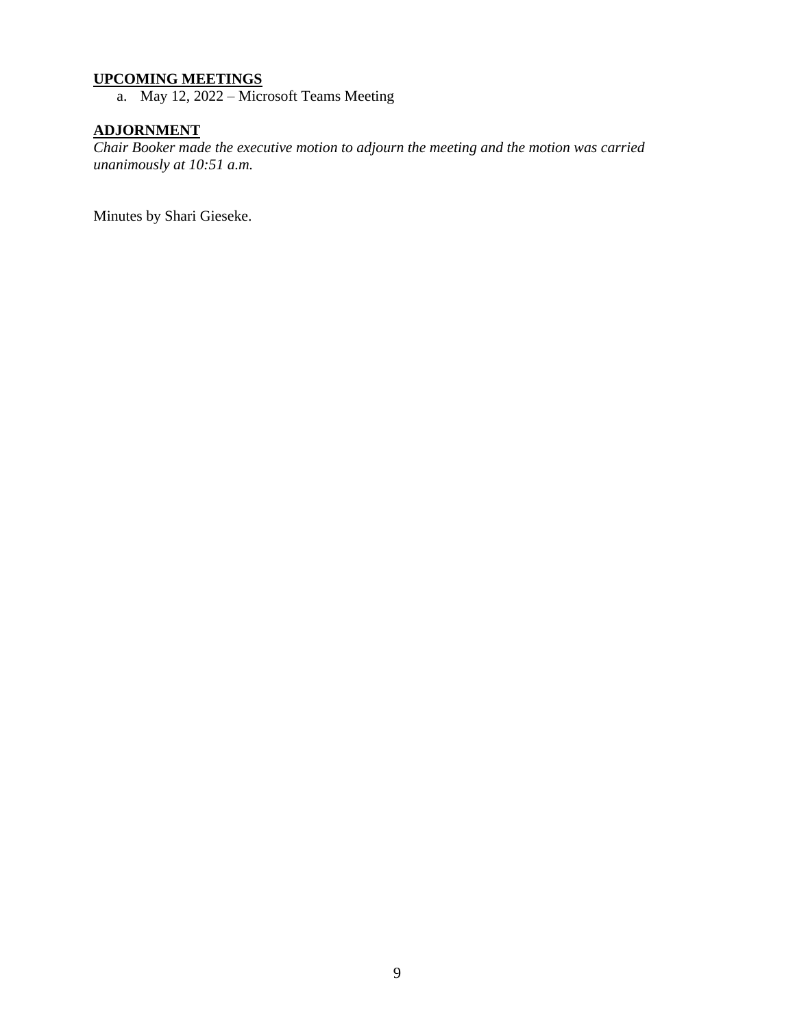## UPCOMING MEETINGS

a. May 12, 2022 – Microsoft Teams Meeting

## ADJORNMENT

*Chair Booker made the executive motion to adjourn the meeting and the motion was carried unanimously at 10:51 a.m.*

Minutes by Shari Gieseke.